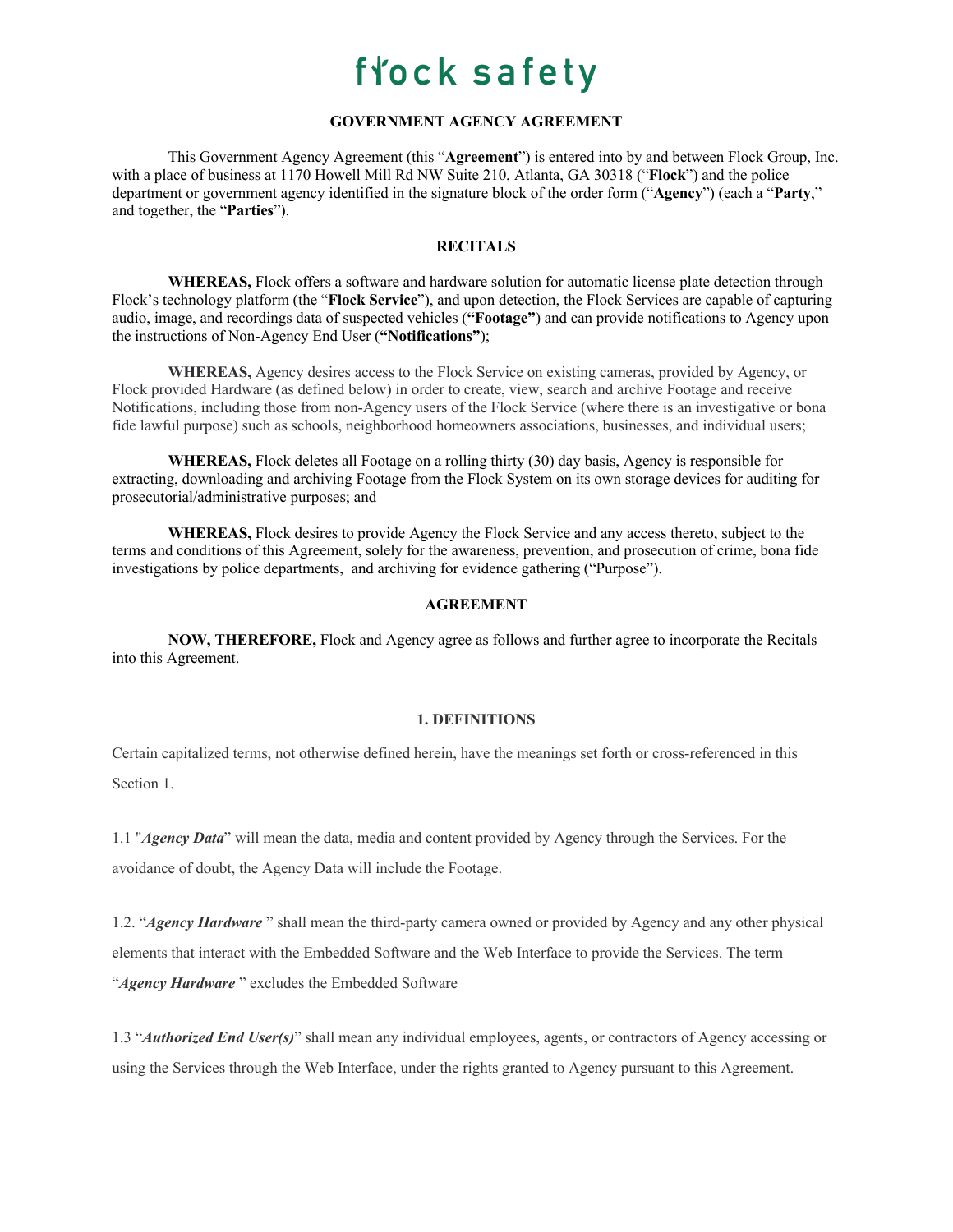flock safety

# GOVERNMENT AGENCY AGREEMENT

This Government Agency Agreement (this "**Agreement**") is entered into by and between Flock Group, Inc. with a place of business at 1170 Howell Mill Rd NW Suite 210, Atlanta, GA 30318 ("**Flock**") and the police department or government agency identified in the signature block of the order form ("**Agency**") (each a "**Party**," and together, the "**Parties**").

## RECITALS

**WHEREAS,** Flock offers a software and hardware solution for automatic license plate detection through Flock's technology platform (the "**Flock Service**"), and upon detection, the Flock Services are capable of capturing audio, image, and recordings data of suspected vehicles (**"Footage"**) and can provide notifications to Agency upon the instructions of Non-Agency End User (**"Notifications"**);

**WHEREAS,** Agency desires access to the Flock Service on existing cameras, provided by Agency, or Flock provided Hardware (as defined below) in order to create, view, search and archive Footage and receive Notifications, including those from non-Agency users of the Flock Service (where there is an investigative or bona fide lawful purpose) such as schools, neighborhood homeowners associations, businesses, and individual users;

**WHEREAS,** Flock deletes all Footage on a rolling thirty (30) day basis, Agency is responsible for extracting, downloading and archiving Footage from the Flock System on its own storage devices for auditing for prosecutorial/administrative purposes; and

**WHEREAS,** Flock desires to provide Agency the Flock Service and any access thereto, subject to the terms and conditions of this Agreement, solely for the awareness, prevention, and prosecution of crime, bona fide investigations by police departments, and archiving for evidence gathering ("Purpose").

## AGREEMENT

**NOW, THEREFORE,** Flock and Agency agree as follows and further agree to incorporate the Recitals into this Agreement.

### 1. DEFINITIONS

Certain capitalized terms, not otherwise defined herein, have the meanings set forth or cross-referenced in this Section 1.

1.1 "***Agency Data***" will mean the data, media and content provided by Agency through the Services. For the avoidance of doubt, the Agency Data will include the Footage.

1.2. "***Agency Hardware*** " shall mean the third-party camera owned or provided by Agency and any other physical elements that interact with the Embedded Software and the Web Interface to provide the Services. The term "***Agency Hardware*** " excludes the Embedded Software

1.3 "***Authorized End User(s)***" shall mean any individual employees, agents, or contractors of Agency accessing or using the Services through the Web Interface, under the rights granted to Agency pursuant to this Agreement.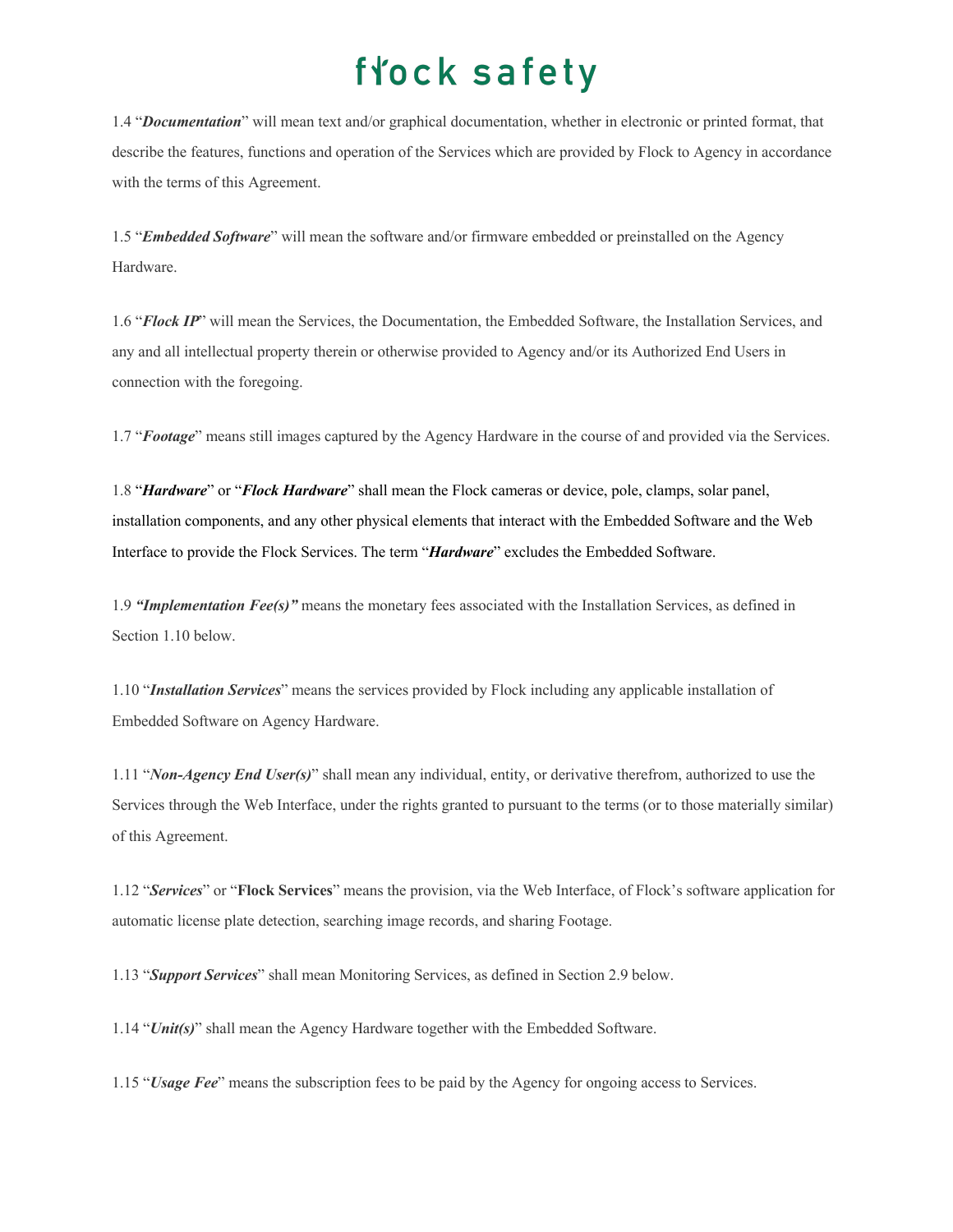1.4 “***Documentation***” will mean text and/or graphical documentation, whether in electronic or printed format, that describe the features, functions and operation of the Services which are provided by Flock to Agency in accordance with the terms of this Agreement.

1.5 “***Embedded Software***” will mean the software and/or firmware embedded or preinstalled on the Agency Hardware.

1.6 “***Flock IP***” will mean the Services, the Documentation, the Embedded Software, the Installation Services, and any and all intellectual property therein or otherwise provided to Agency and/or its Authorized End Users in connection with the foregoing.

1.7 “***Footage***” means still images captured by the Agency Hardware in the course of and provided via the Services.

1.8 “***Hardware***” or “***Flock Hardware***” shall mean the Flock cameras or device, pole, clamps, solar panel, installation components, and any other physical elements that interact with the Embedded Software and the Web Interface to provide the Flock Services. The term “***Hardware***” excludes the Embedded Software.

1.9 ***“Implementation Fee(s)”*** means the monetary fees associated with the Installation Services, as defined in Section 1.10 below.

1.10 “***Installation Services***” means the services provided by Flock including any applicable installation of Embedded Software on Agency Hardware.

1.11 “***Non-Agency End User(s)***” shall mean any individual, entity, or derivative therefrom, authorized to use the Services through the Web Interface, under the rights granted to pursuant to the terms (or to those materially similar) of this Agreement.

1.12 “***Services***” or “**Flock Services**” means the provision, via the Web Interface, of Flock’s software application for automatic license plate detection, searching image records, and sharing Footage.

1.13 “***Support Services***” shall mean Monitoring Services, as defined in Section 2.9 below.

1.14 “***Unit(s)***” shall mean the Agency Hardware together with the Embedded Software.

1.15 “***Usage Fee***” means the subscription fees to be paid by the Agency for ongoing access to Services.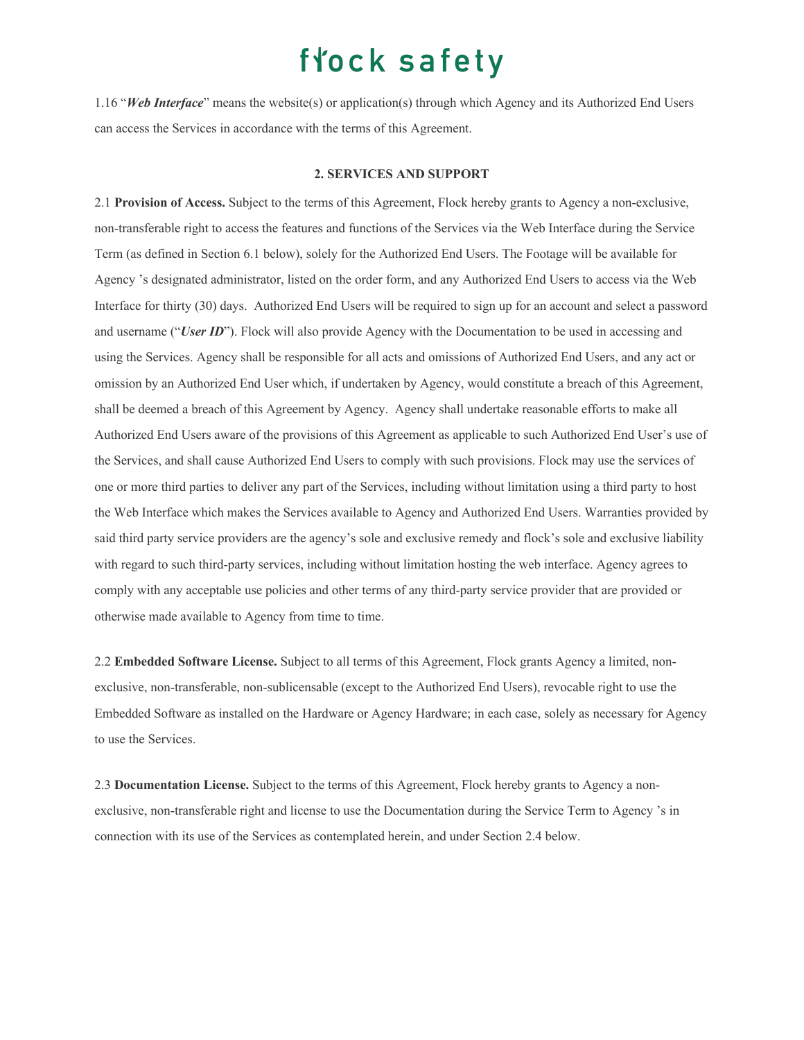1.16 "***Web Interface***" means the website(s) or application(s) through which Agency and its Authorized End Users can access the Services in accordance with the terms of this Agreement.

## 2. SERVICES AND SUPPORT

2.1 **Provision of Access.** Subject to the terms of this Agreement, Flock hereby grants to Agency a non-exclusive, non-transferable right to access the features and functions of the Services via the Web Interface during the Service Term (as defined in Section 6.1 below), solely for the Authorized End Users. The Footage will be available for Agency 's designated administrator, listed on the order form, and any Authorized End Users to access via the Web Interface for thirty (30) days. Authorized End Users will be required to sign up for an account and select a password and username ("***User ID***"). Flock will also provide Agency with the Documentation to be used in accessing and using the Services. Agency shall be responsible for all acts and omissions of Authorized End Users, and any act or omission by an Authorized End User which, if undertaken by Agency, would constitute a breach of this Agreement, shall be deemed a breach of this Agreement by Agency. Agency shall undertake reasonable efforts to make all Authorized End Users aware of the provisions of this Agreement as applicable to such Authorized End User's use of the Services, and shall cause Authorized End Users to comply with such provisions. Flock may use the services of one or more third parties to deliver any part of the Services, including without limitation using a third party to host the Web Interface which makes the Services available to Agency and Authorized End Users. Warranties provided by said third party service providers are the agency's sole and exclusive remedy and flock's sole and exclusive liability with regard to such third-party services, including without limitation hosting the web interface. Agency agrees to comply with any acceptable use policies and other terms of any third-party service provider that are provided or otherwise made available to Agency from time to time.

2.2 **Embedded Software License.** Subject to all terms of this Agreement, Flock grants Agency a limited, non-exclusive, non-transferable, non-sublicensable (except to the Authorized End Users), revocable right to use the Embedded Software as installed on the Hardware or Agency Hardware; in each case, solely as necessary for Agency to use the Services.

2.3 **Documentation License.** Subject to the terms of this Agreement, Flock hereby grants to Agency a non-exclusive, non-transferable right and license to use the Documentation during the Service Term to Agency 's in connection with its use of the Services as contemplated herein, and under Section 2.4 below.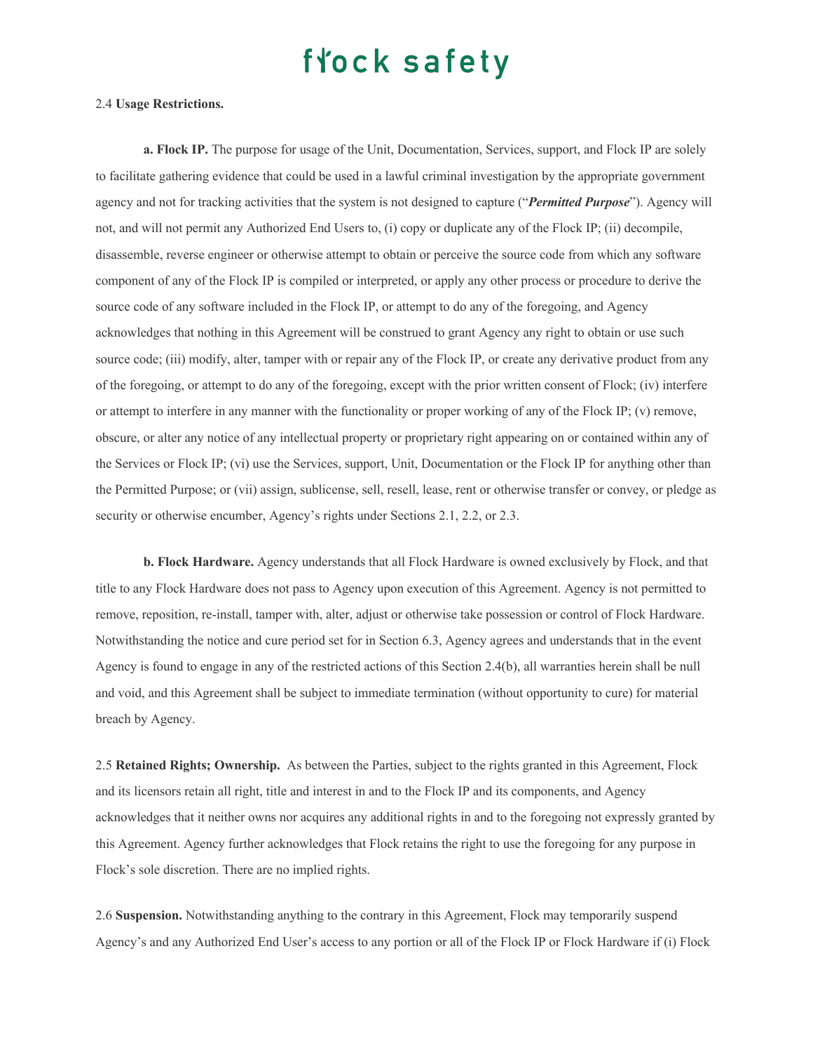2.4 **Usage Restrictions.**

**a. Flock IP.** The purpose for usage of the Unit, Documentation, Services, support, and Flock IP are solely to facilitate gathering evidence that could be used in a lawful criminal investigation by the appropriate government agency and not for tracking activities that the system is not designed to capture ("***Permitted Purpose***"). Agency will not, and will not permit any Authorized End Users to, (i) copy or duplicate any of the Flock IP; (ii) decompile, disassemble, reverse engineer or otherwise attempt to obtain or perceive the source code from which any software component of any of the Flock IP is compiled or interpreted, or apply any other process or procedure to derive the source code of any software included in the Flock IP, or attempt to do any of the foregoing, and Agency acknowledges that nothing in this Agreement will be construed to grant Agency any right to obtain or use such source code; (iii) modify, alter, tamper with or repair any of the Flock IP, or create any derivative product from any of the foregoing, or attempt to do any of the foregoing, except with the prior written consent of Flock; (iv) interfere or attempt to interfere in any manner with the functionality or proper working of any of the Flock IP; (v) remove, obscure, or alter any notice of any intellectual property or proprietary right appearing on or contained within any of the Services or Flock IP; (vi) use the Services, support, Unit, Documentation or the Flock IP for anything other than the Permitted Purpose; or (vii) assign, sublicense, sell, resell, lease, rent or otherwise transfer or convey, or pledge as security or otherwise encumber, Agency's rights under Sections 2.1, 2.2, or 2.3.

**b. Flock Hardware.** Agency understands that all Flock Hardware is owned exclusively by Flock, and that title to any Flock Hardware does not pass to Agency upon execution of this Agreement. Agency is not permitted to remove, reposition, re-install, tamper with, alter, adjust or otherwise take possession or control of Flock Hardware. Notwithstanding the notice and cure period set for in Section 6.3, Agency agrees and understands that in the event Agency is found to engage in any of the restricted actions of this Section 2.4(b), all warranties herein shall be null and void, and this Agreement shall be subject to immediate termination (without opportunity to cure) for material breach by Agency.

2.5 **Retained Rights; Ownership.** As between the Parties, subject to the rights granted in this Agreement, Flock and its licensors retain all right, title and interest in and to the Flock IP and its components, and Agency acknowledges that it neither owns nor acquires any additional rights in and to the foregoing not expressly granted by this Agreement. Agency further acknowledges that Flock retains the right to use the foregoing for any purpose in Flock's sole discretion. There are no implied rights.

2.6 **Suspension.** Notwithstanding anything to the contrary in this Agreement, Flock may temporarily suspend Agency's and any Authorized End User's access to any portion or all of the Flock IP or Flock Hardware if (i) Flock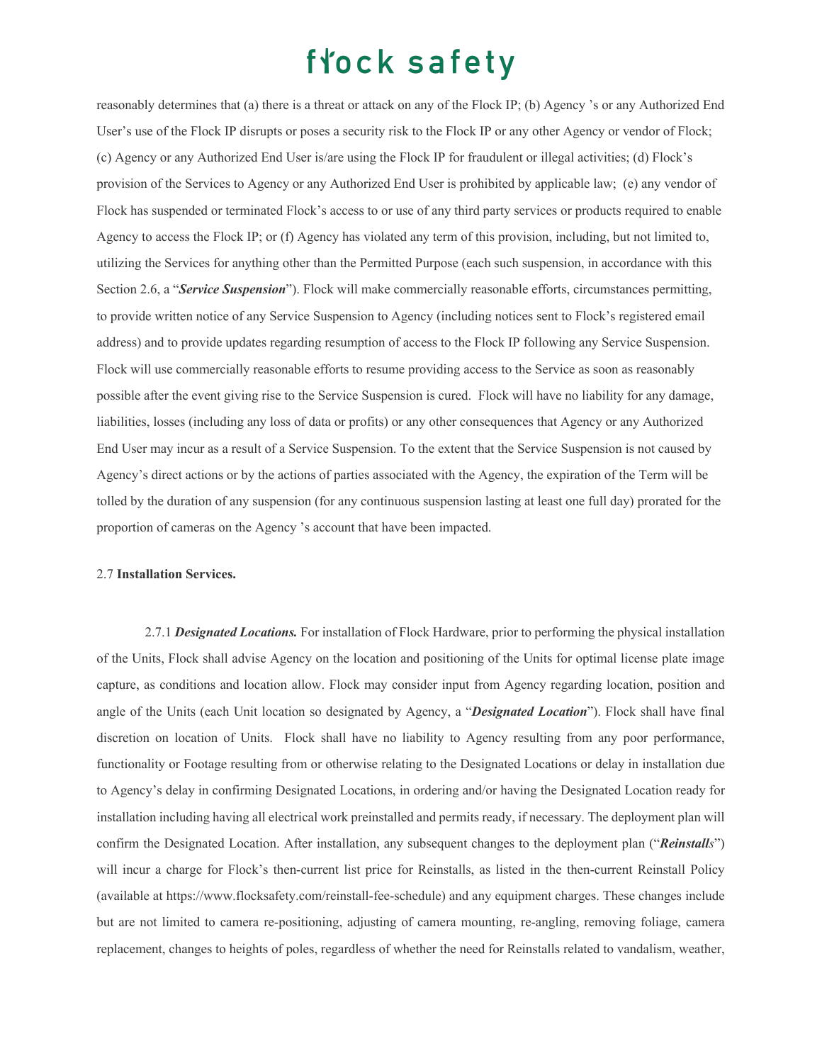reasonably determines that (a) there is a threat or attack on any of the Flock IP; (b) Agency 's or any Authorized End User's use of the Flock IP disrupts or poses a security risk to the Flock IP or any other Agency or vendor of Flock; (c) Agency or any Authorized End User is/are using the Flock IP for fraudulent or illegal activities; (d) Flock's provision of the Services to Agency or any Authorized End User is prohibited by applicable law; (e) any vendor of Flock has suspended or terminated Flock's access to or use of any third party services or products required to enable Agency to access the Flock IP; or (f) Agency has violated any term of this provision, including, but not limited to, utilizing the Services for anything other than the Permitted Purpose (each such suspension, in accordance with this Section 2.6, a "***Service Suspension***"). Flock will make commercially reasonable efforts, circumstances permitting, to provide written notice of any Service Suspension to Agency (including notices sent to Flock's registered email address) and to provide updates regarding resumption of access to the Flock IP following any Service Suspension. Flock will use commercially reasonable efforts to resume providing access to the Service as soon as reasonably possible after the event giving rise to the Service Suspension is cured. Flock will have no liability for any damage, liabilities, losses (including any loss of data or profits) or any other consequences that Agency or any Authorized End User may incur as a result of a Service Suspension. To the extent that the Service Suspension is not caused by Agency's direct actions or by the actions of parties associated with the Agency, the expiration of the Term will be tolled by the duration of any suspension (for any continuous suspension lasting at least one full day) prorated for the proportion of cameras on the Agency 's account that have been impacted.

2.7 **Installation Services.**

2.7.1 ***Designated Locations.*** For installation of Flock Hardware, prior to performing the physical installation of the Units, Flock shall advise Agency on the location and positioning of the Units for optimal license plate image capture, as conditions and location allow. Flock may consider input from Agency regarding location, position and angle of the Units (each Unit location so designated by Agency, a "***Designated Location***"). Flock shall have final discretion on location of Units. Flock shall have no liability to Agency resulting from any poor performance, functionality or Footage resulting from or otherwise relating to the Designated Locations or delay in installation due to Agency's delay in confirming Designated Locations, in ordering and/or having the Designated Location ready for installation including having all electrical work preinstalled and permits ready, if necessary. The deployment plan will confirm the Designated Location. After installation, any subsequent changes to the deployment plan ("***Reinstalls***") will incur a charge for Flock's then-current list price for Reinstalls, as listed in the then-current Reinstall Policy (available at https://www.flocksafety.com/reinstall-fee-schedule) and any equipment charges. These changes include but are not limited to camera re-positioning, adjusting of camera mounting, re-angling, removing foliage, camera replacement, changes to heights of poles, regardless of whether the need for Reinstalls related to vandalism, weather,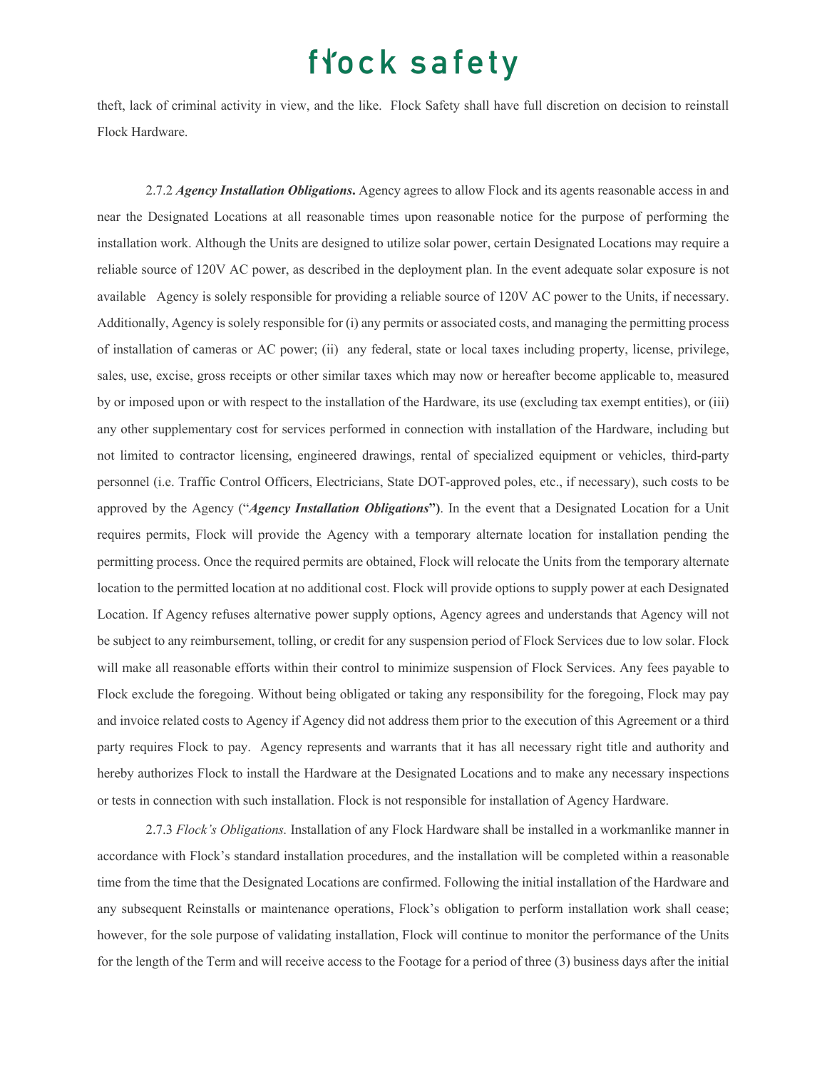theft, lack of criminal activity in view, and the like. Flock Safety shall have full discretion on decision to reinstall Flock Hardware.

2.7.2 ***Agency Installation Obligations***. Agency agrees to allow Flock and its agents reasonable access in and near the Designated Locations at all reasonable times upon reasonable notice for the purpose of performing the installation work. Although the Units are designed to utilize solar power, certain Designated Locations may require a reliable source of 120V AC power, as described in the deployment plan. In the event adequate solar exposure is not available Agency is solely responsible for providing a reliable source of 120V AC power to the Units, if necessary. Additionally, Agency is solely responsible for (i) any permits or associated costs, and managing the permitting process of installation of cameras or AC power; (ii) any federal, state or local taxes including property, license, privilege, sales, use, excise, gross receipts or other similar taxes which may now or hereafter become applicable to, measured by or imposed upon or with respect to the installation of the Hardware, its use (excluding tax exempt entities), or (iii) any other supplementary cost for services performed in connection with installation of the Hardware, including but not limited to contractor licensing, engineered drawings, rental of specialized equipment or vehicles, third-party personnel (i.e. Traffic Control Officers, Electricians, State DOT-approved poles, etc., if necessary), such costs to be approved by the Agency ("***Agency Installation Obligations***"). In the event that a Designated Location for a Unit requires permits, Flock will provide the Agency with a temporary alternate location for installation pending the permitting process. Once the required permits are obtained, Flock will relocate the Units from the temporary alternate location to the permitted location at no additional cost. Flock will provide options to supply power at each Designated Location. If Agency refuses alternative power supply options, Agency agrees and understands that Agency will not be subject to any reimbursement, tolling, or credit for any suspension period of Flock Services due to low solar. Flock will make all reasonable efforts within their control to minimize suspension of Flock Services. Any fees payable to Flock exclude the foregoing. Without being obligated or taking any responsibility for the foregoing, Flock may pay and invoice related costs to Agency if Agency did not address them prior to the execution of this Agreement or a third party requires Flock to pay. Agency represents and warrants that it has all necessary right title and authority and hereby authorizes Flock to install the Hardware at the Designated Locations and to make any necessary inspections or tests in connection with such installation. Flock is not responsible for installation of Agency Hardware.

2.7.3 *Flock's Obligations.* Installation of any Flock Hardware shall be installed in a workmanlike manner in accordance with Flock's standard installation procedures, and the installation will be completed within a reasonable time from the time that the Designated Locations are confirmed. Following the initial installation of the Hardware and any subsequent Reinstalls or maintenance operations, Flock's obligation to perform installation work shall cease; however, for the sole purpose of validating installation, Flock will continue to monitor the performance of the Units for the length of the Term and will receive access to the Footage for a period of three (3) business days after the initial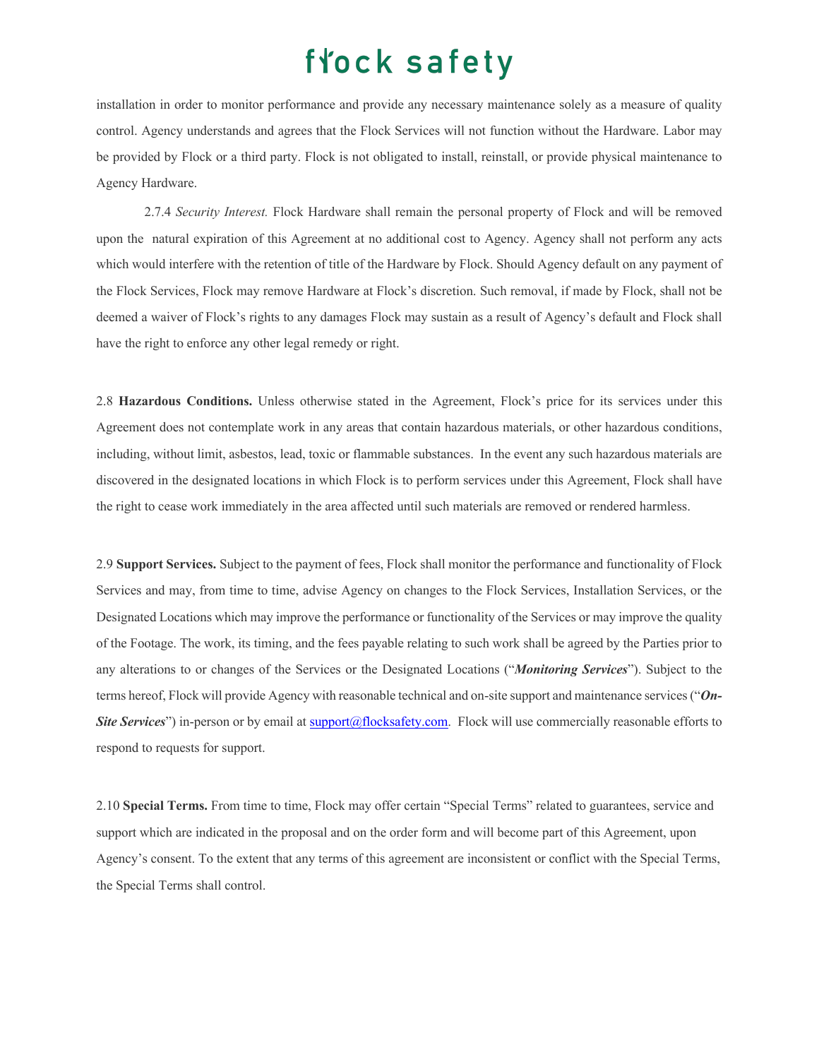installation in order to monitor performance and provide any necessary maintenance solely as a measure of quality control. Agency understands and agrees that the Flock Services will not function without the Hardware. Labor may be provided by Flock or a third party. Flock is not obligated to install, reinstall, or provide physical maintenance to Agency Hardware.

2.7.4 *Security Interest.* Flock Hardware shall remain the personal property of Flock and will be removed upon the natural expiration of this Agreement at no additional cost to Agency. Agency shall not perform any acts which would interfere with the retention of title of the Hardware by Flock. Should Agency default on any payment of the Flock Services, Flock may remove Hardware at Flock's discretion. Such removal, if made by Flock, shall not be deemed a waiver of Flock's rights to any damages Flock may sustain as a result of Agency's default and Flock shall have the right to enforce any other legal remedy or right.

2.8 **Hazardous Conditions.** Unless otherwise stated in the Agreement, Flock's price for its services under this Agreement does not contemplate work in any areas that contain hazardous materials, or other hazardous conditions, including, without limit, asbestos, lead, toxic or flammable substances. In the event any such hazardous materials are discovered in the designated locations in which Flock is to perform services under this Agreement, Flock shall have the right to cease work immediately in the area affected until such materials are removed or rendered harmless.

2.9 **Support Services.** Subject to the payment of fees, Flock shall monitor the performance and functionality of Flock Services and may, from time to time, advise Agency on changes to the Flock Services, Installation Services, or the Designated Locations which may improve the performance or functionality of the Services or may improve the quality of the Footage. The work, its timing, and the fees payable relating to such work shall be agreed by the Parties prior to any alterations to or changes of the Services or the Designated Locations ("***Monitoring Services***"). Subject to the terms hereof, Flock will provide Agency with reasonable technical and on-site support and maintenance services ("***On-Site Services***") in-person or by email at support@flocksafety.com. Flock will use commercially reasonable efforts to respond to requests for support.

2.10 **Special Terms.** From time to time, Flock may offer certain "Special Terms" related to guarantees, service and support which are indicated in the proposal and on the order form and will become part of this Agreement, upon Agency's consent. To the extent that any terms of this agreement are inconsistent or conflict with the Special Terms, the Special Terms shall control.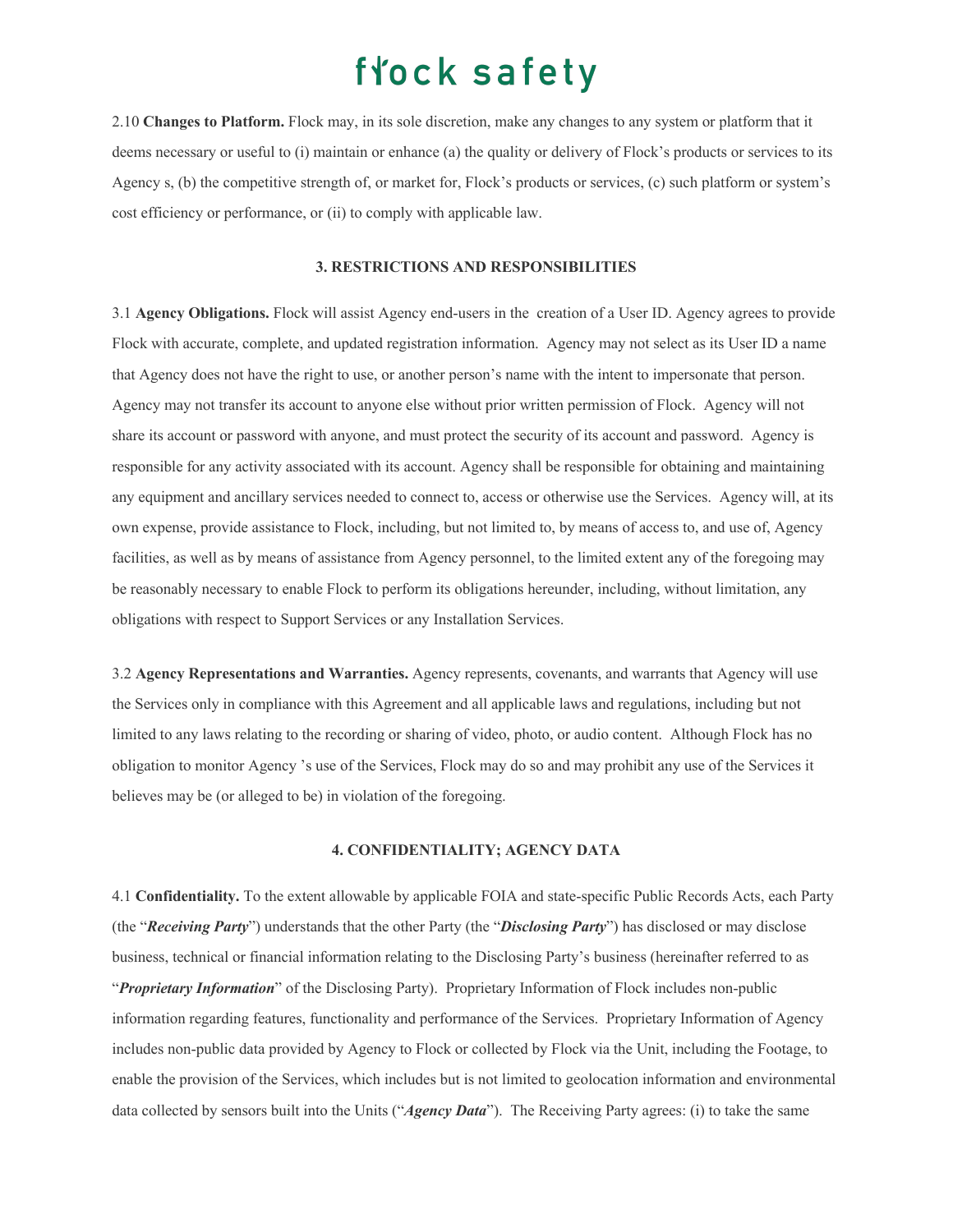2.10 **Changes to Platform.** Flock may, in its sole discretion, make any changes to any system or platform that it deems necessary or useful to (i) maintain or enhance (a) the quality or delivery of Flock's products or services to its Agency s, (b) the competitive strength of, or market for, Flock's products or services, (c) such platform or system's cost efficiency or performance, or (ii) to comply with applicable law.

### 3. RESTRICTIONS AND RESPONSIBILITIES

3.1 **Agency Obligations.** Flock will assist Agency end-users in the creation of a User ID. Agency agrees to provide Flock with accurate, complete, and updated registration information. Agency may not select as its User ID a name that Agency does not have the right to use, or another person's name with the intent to impersonate that person. Agency may not transfer its account to anyone else without prior written permission of Flock. Agency will not share its account or password with anyone, and must protect the security of its account and password. Agency is responsible for any activity associated with its account. Agency shall be responsible for obtaining and maintaining any equipment and ancillary services needed to connect to, access or otherwise use the Services. Agency will, at its own expense, provide assistance to Flock, including, but not limited to, by means of access to, and use of, Agency facilities, as well as by means of assistance from Agency personnel, to the limited extent any of the foregoing may be reasonably necessary to enable Flock to perform its obligations hereunder, including, without limitation, any obligations with respect to Support Services or any Installation Services.

3.2 **Agency Representations and Warranties.** Agency represents, covenants, and warrants that Agency will use the Services only in compliance with this Agreement and all applicable laws and regulations, including but not limited to any laws relating to the recording or sharing of video, photo, or audio content. Although Flock has no obligation to monitor Agency 's use of the Services, Flock may do so and may prohibit any use of the Services it believes may be (or alleged to be) in violation of the foregoing.

### 4. CONFIDENTIALITY; AGENCY DATA

4.1 **Confidentiality.** To the extent allowable by applicable FOIA and state-specific Public Records Acts, each Party (the "***Receiving Party***") understands that the other Party (the "***Disclosing Party***") has disclosed or may disclose business, technical or financial information relating to the Disclosing Party's business (hereinafter referred to as "***Proprietary Information***" of the Disclosing Party). Proprietary Information of Flock includes non-public information regarding features, functionality and performance of the Services. Proprietary Information of Agency includes non-public data provided by Agency to Flock or collected by Flock via the Unit, including the Footage, to enable the provision of the Services, which includes but is not limited to geolocation information and environmental data collected by sensors built into the Units ("***Agency Data***"). The Receiving Party agrees: (i) to take the same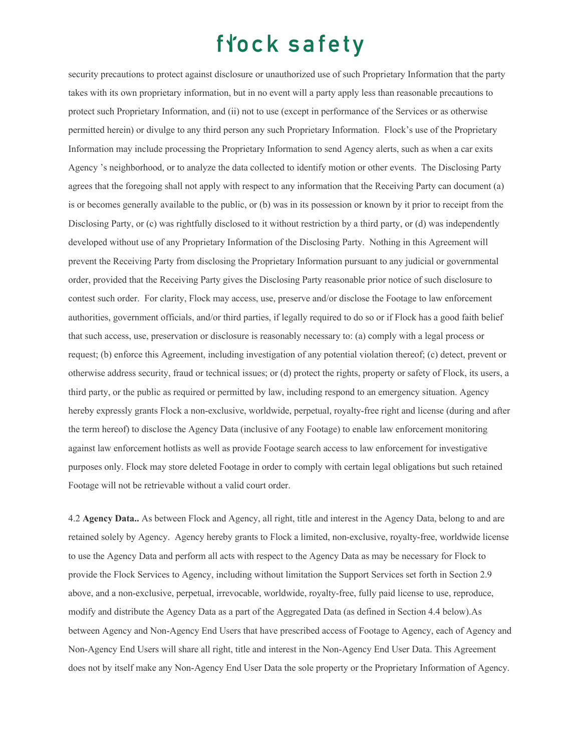security precautions to protect against disclosure or unauthorized use of such Proprietary Information that the party takes with its own proprietary information, but in no event will a party apply less than reasonable precautions to protect such Proprietary Information, and (ii) not to use (except in performance of the Services or as otherwise permitted herein) or divulge to any third person any such Proprietary Information. Flock's use of the Proprietary Information may include processing the Proprietary Information to send Agency alerts, such as when a car exits Agency 's neighborhood, or to analyze the data collected to identify motion or other events. The Disclosing Party agrees that the foregoing shall not apply with respect to any information that the Receiving Party can document (a) is or becomes generally available to the public, or (b) was in its possession or known by it prior to receipt from the Disclosing Party, or (c) was rightfully disclosed to it without restriction by a third party, or (d) was independently developed without use of any Proprietary Information of the Disclosing Party. Nothing in this Agreement will prevent the Receiving Party from disclosing the Proprietary Information pursuant to any judicial or governmental order, provided that the Receiving Party gives the Disclosing Party reasonable prior notice of such disclosure to contest such order. For clarity, Flock may access, use, preserve and/or disclose the Footage to law enforcement authorities, government officials, and/or third parties, if legally required to do so or if Flock has a good faith belief that such access, use, preservation or disclosure is reasonably necessary to: (a) comply with a legal process or request; (b) enforce this Agreement, including investigation of any potential violation thereof; (c) detect, prevent or otherwise address security, fraud or technical issues; or (d) protect the rights, property or safety of Flock, its users, a third party, or the public as required or permitted by law, including respond to an emergency situation. Agency hereby expressly grants Flock a non-exclusive, worldwide, perpetual, royalty-free right and license (during and after the term hereof) to disclose the Agency Data (inclusive of any Footage) to enable law enforcement monitoring against law enforcement hotlists as well as provide Footage search access to law enforcement for investigative purposes only. Flock may store deleted Footage in order to comply with certain legal obligations but such retained Footage will not be retrievable without a valid court order.

4.2 **Agency Data..** As between Flock and Agency, all right, title and interest in the Agency Data, belong to and are retained solely by Agency. Agency hereby grants to Flock a limited, non-exclusive, royalty-free, worldwide license to use the Agency Data and perform all acts with respect to the Agency Data as may be necessary for Flock to provide the Flock Services to Agency, including without limitation the Support Services set forth in Section 2.9 above, and a non-exclusive, perpetual, irrevocable, worldwide, royalty-free, fully paid license to use, reproduce, modify and distribute the Agency Data as a part of the Aggregated Data (as defined in Section 4.4 below).As between Agency and Non-Agency End Users that have prescribed access of Footage to Agency, each of Agency and Non-Agency End Users will share all right, title and interest in the Non-Agency End User Data. This Agreement does not by itself make any Non-Agency End User Data the sole property or the Proprietary Information of Agency.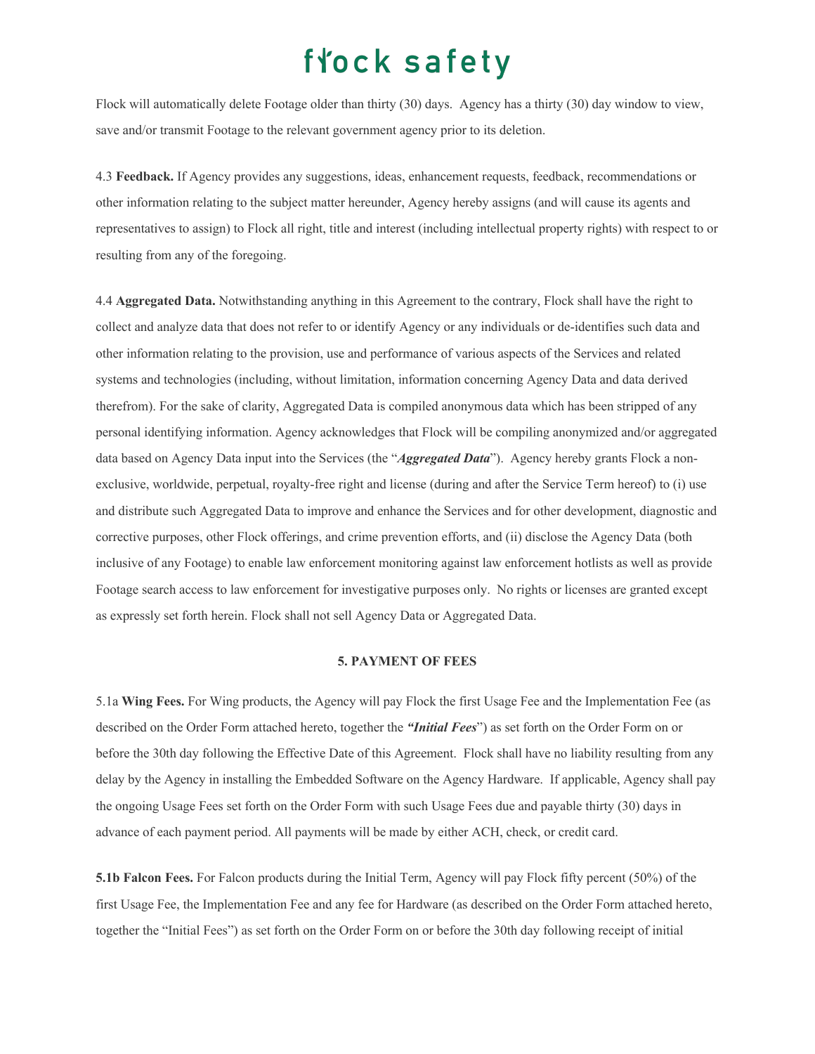Flock will automatically delete Footage older than thirty (30) days. Agency has a thirty (30) day window to view, save and/or transmit Footage to the relevant government agency prior to its deletion.

4.3 **Feedback.** If Agency provides any suggestions, ideas, enhancement requests, feedback, recommendations or other information relating to the subject matter hereunder, Agency hereby assigns (and will cause its agents and representatives to assign) to Flock all right, title and interest (including intellectual property rights) with respect to or resulting from any of the foregoing.

4.4 **Aggregated Data.** Notwithstanding anything in this Agreement to the contrary, Flock shall have the right to collect and analyze data that does not refer to or identify Agency or any individuals or de-identifies such data and other information relating to the provision, use and performance of various aspects of the Services and related systems and technologies (including, without limitation, information concerning Agency Data and data derived therefrom). For the sake of clarity, Aggregated Data is compiled anonymous data which has been stripped of any personal identifying information. Agency acknowledges that Flock will be compiling anonymized and/or aggregated data based on Agency Data input into the Services (the "***Aggregated Data***"). Agency hereby grants Flock a non-exclusive, worldwide, perpetual, royalty-free right and license (during and after the Service Term hereof) to (i) use and distribute such Aggregated Data to improve and enhance the Services and for other development, diagnostic and corrective purposes, other Flock offerings, and crime prevention efforts, and (ii) disclose the Agency Data (both inclusive of any Footage) to enable law enforcement monitoring against law enforcement hotlists as well as provide Footage search access to law enforcement for investigative purposes only. No rights or licenses are granted except as expressly set forth herein. Flock shall not sell Agency Data or Aggregated Data.

## 5. PAYMENT OF FEES

5.1a **Wing Fees.** For Wing products, the Agency will pay Flock the first Usage Fee and the Implementation Fee (as described on the Order Form attached hereto, together the ***"Initial Fees***") as set forth on the Order Form on or before the 30th day following the Effective Date of this Agreement. Flock shall have no liability resulting from any delay by the Agency in installing the Embedded Software on the Agency Hardware. If applicable, Agency shall pay the ongoing Usage Fees set forth on the Order Form with such Usage Fees due and payable thirty (30) days in advance of each payment period. All payments will be made by either ACH, check, or credit card.

**5.1b Falcon Fees.** For Falcon products during the Initial Term, Agency will pay Flock fifty percent (50%) of the first Usage Fee, the Implementation Fee and any fee for Hardware (as described on the Order Form attached hereto, together the "Initial Fees") as set forth on the Order Form on or before the 30th day following receipt of initial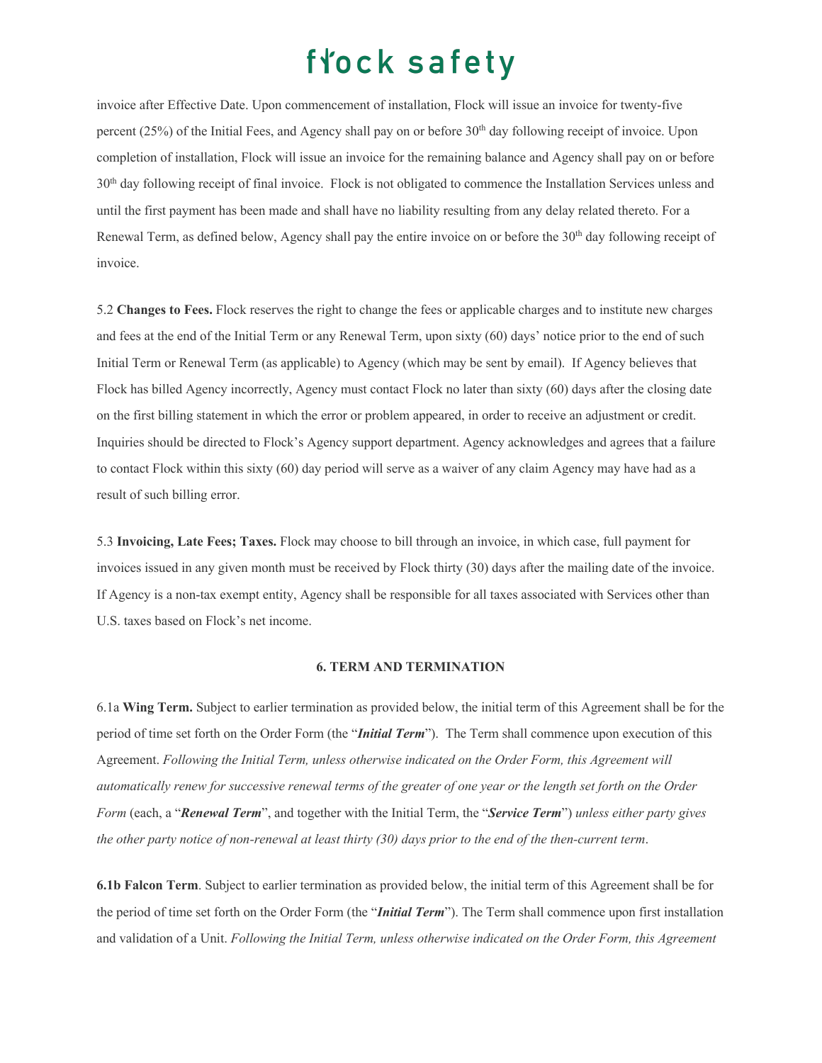invoice after Effective Date. Upon commencement of installation, Flock will issue an invoice for twenty-five percent (25%) of the Initial Fees, and Agency shall pay on or before 30th day following receipt of invoice. Upon completion of installation, Flock will issue an invoice for the remaining balance and Agency shall pay on or before 30th day following receipt of final invoice. Flock is not obligated to commence the Installation Services unless and until the first payment has been made and shall have no liability resulting from any delay related thereto. For a Renewal Term, as defined below, Agency shall pay the entire invoice on or before the 30th day following receipt of invoice.

5.2 **Changes to Fees.** Flock reserves the right to change the fees or applicable charges and to institute new charges and fees at the end of the Initial Term or any Renewal Term, upon sixty (60) days' notice prior to the end of such Initial Term or Renewal Term (as applicable) to Agency (which may be sent by email). If Agency believes that Flock has billed Agency incorrectly, Agency must contact Flock no later than sixty (60) days after the closing date on the first billing statement in which the error or problem appeared, in order to receive an adjustment or credit. Inquiries should be directed to Flock's Agency support department. Agency acknowledges and agrees that a failure to contact Flock within this sixty (60) day period will serve as a waiver of any claim Agency may have had as a result of such billing error.

5.3 **Invoicing, Late Fees; Taxes.** Flock may choose to bill through an invoice, in which case, full payment for invoices issued in any given month must be received by Flock thirty (30) days after the mailing date of the invoice. If Agency is a non-tax exempt entity, Agency shall be responsible for all taxes associated with Services other than U.S. taxes based on Flock's net income.

**6. TERM AND TERMINATION**

6.1a **Wing Term.** Subject to earlier termination as provided below, the initial term of this Agreement shall be for the period of time set forth on the Order Form (the "***Initial Term***"). The Term shall commence upon execution of this Agreement. *Following the Initial Term, unless otherwise indicated on the Order Form, this Agreement will automatically renew for successive renewal terms of the greater of one year or the length set forth on the Order Form* (each, a "***Renewal Term***", and together with the Initial Term, the "***Service Term***") *unless either party gives the other party notice of non-renewal at least thirty (30) days prior to the end of the then-current term*.

**6.1b Falcon Term**. Subject to earlier termination as provided below, the initial term of this Agreement shall be for the period of time set forth on the Order Form (the "***Initial Term***"). The Term shall commence upon first installation and validation of a Unit. *Following the Initial Term, unless otherwise indicated on the Order Form, this Agreement*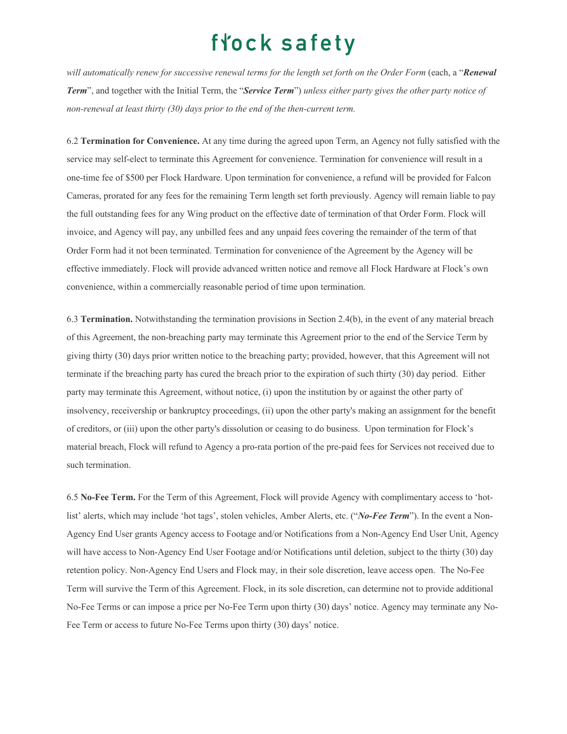*will automatically renew for successive renewal terms for the length set forth on the Order Form* (each, a "***Renewal Term***", and together with the Initial Term, the "***Service Term***") *unless either party gives the other party notice of non-renewal at least thirty (30) days prior to the end of the then-current term.*

6.2 **Termination for Convenience.** At any time during the agreed upon Term, an Agency not fully satisfied with the service may self-elect to terminate this Agreement for convenience. Termination for convenience will result in a one-time fee of $500 per Flock Hardware. Upon termination for convenience, a refund will be provided for Falcon Cameras, prorated for any fees for the remaining Term length set forth previously. Agency will remain liable to pay the full outstanding fees for any Wing product on the effective date of termination of that Order Form. Flock will invoice, and Agency will pay, any unbilled fees and any unpaid fees covering the remainder of the term of that Order Form had it not been terminated. Termination for convenience of the Agreement by the Agency will be effective immediately. Flock will provide advanced written notice and remove all Flock Hardware at Flock's own convenience, within a commercially reasonable period of time upon termination.

6.3 **Termination.** Notwithstanding the termination provisions in Section 2.4(b), in the event of any material breach of this Agreement, the non-breaching party may terminate this Agreement prior to the end of the Service Term by giving thirty (30) days prior written notice to the breaching party; provided, however, that this Agreement will not terminate if the breaching party has cured the breach prior to the expiration of such thirty (30) day period. Either party may terminate this Agreement, without notice, (i) upon the institution by or against the other party of insolvency, receivership or bankruptcy proceedings, (ii) upon the other party's making an assignment for the benefit of creditors, or (iii) upon the other party's dissolution or ceasing to do business. Upon termination for Flock's material breach, Flock will refund to Agency a pro-rata portion of the pre-paid fees for Services not received due to such termination.

6.5 **No-Fee Term.** For the Term of this Agreement, Flock will provide Agency with complimentary access to 'hot-list' alerts, which may include 'hot tags', stolen vehicles, Amber Alerts, etc. ("***No-Fee Term***"). In the event a Non-Agency End User grants Agency access to Footage and/or Notifications from a Non-Agency End User Unit, Agency will have access to Non-Agency End User Footage and/or Notifications until deletion, subject to the thirty (30) day retention policy. Non-Agency End Users and Flock may, in their sole discretion, leave access open. The No-Fee Term will survive the Term of this Agreement. Flock, in its sole discretion, can determine not to provide additional No-Fee Terms or can impose a price per No-Fee Term upon thirty (30) days' notice. Agency may terminate any No-Fee Term or access to future No-Fee Terms upon thirty (30) days' notice.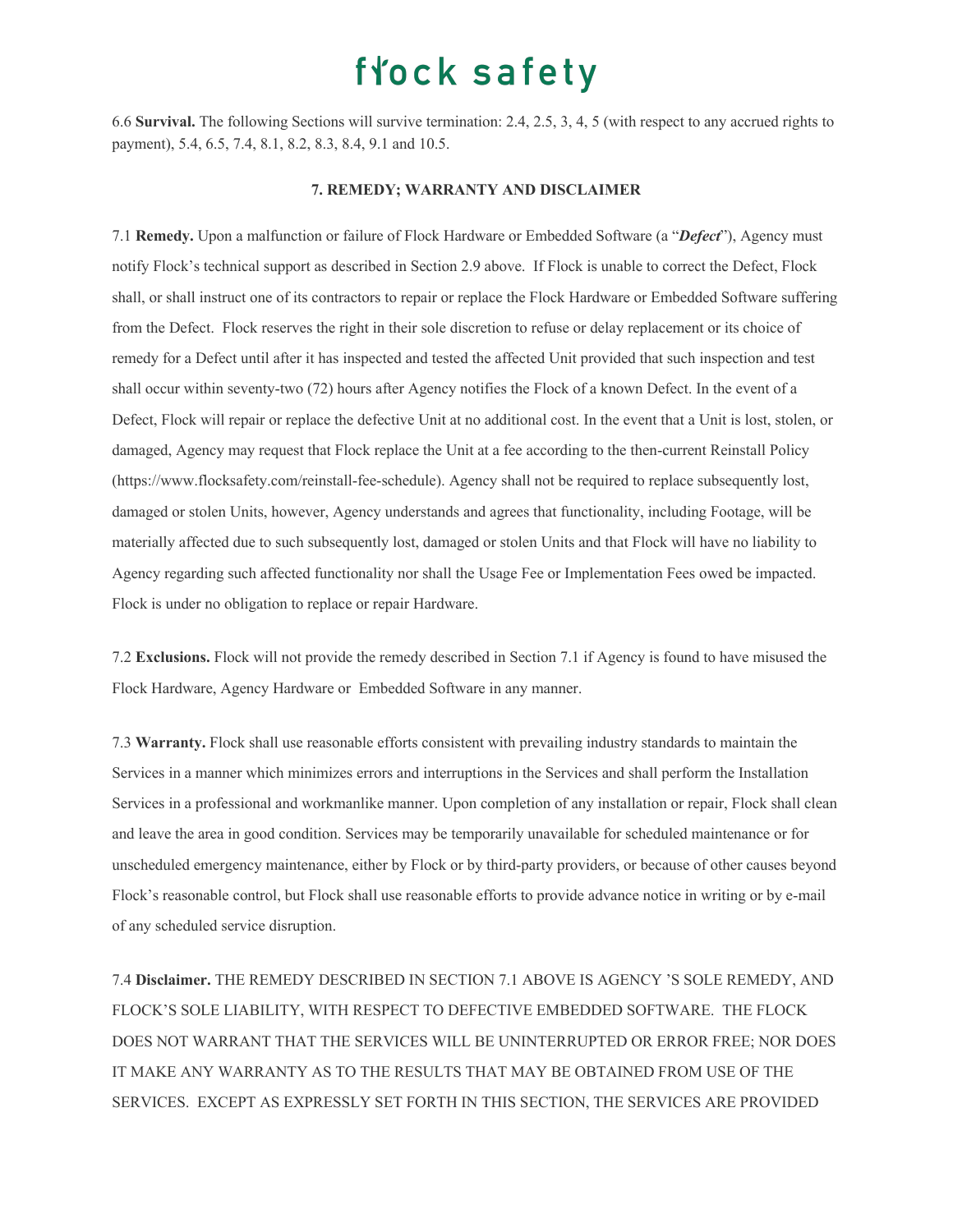6.6 **Survival.** The following Sections will survive termination: 2.4, 2.5, 3, 4, 5 (with respect to any accrued rights to payment), 5.4, 6.5, 7.4, 8.1, 8.2, 8.3, 8.4, 9.1 and 10.5.

## 7. REMEDY; WARRANTY AND DISCLAIMER

7.1 **Remedy.** Upon a malfunction or failure of Flock Hardware or Embedded Software (a "***Defect***"), Agency must notify Flock's technical support as described in Section 2.9 above. If Flock is unable to correct the Defect, Flock shall, or shall instruct one of its contractors to repair or replace the Flock Hardware or Embedded Software suffering from the Defect. Flock reserves the right in their sole discretion to refuse or delay replacement or its choice of remedy for a Defect until after it has inspected and tested the affected Unit provided that such inspection and test shall occur within seventy-two (72) hours after Agency notifies the Flock of a known Defect. In the event of a Defect, Flock will repair or replace the defective Unit at no additional cost. In the event that a Unit is lost, stolen, or damaged, Agency may request that Flock replace the Unit at a fee according to the then-current Reinstall Policy (https://www.flocksafety.com/reinstall-fee-schedule). Agency shall not be required to replace subsequently lost, damaged or stolen Units, however, Agency understands and agrees that functionality, including Footage, will be materially affected due to such subsequently lost, damaged or stolen Units and that Flock will have no liability to Agency regarding such affected functionality nor shall the Usage Fee or Implementation Fees owed be impacted. Flock is under no obligation to replace or repair Hardware.

7.2 **Exclusions.** Flock will not provide the remedy described in Section 7.1 if Agency is found to have misused the Flock Hardware, Agency Hardware or Embedded Software in any manner.

7.3 **Warranty.** Flock shall use reasonable efforts consistent with prevailing industry standards to maintain the Services in a manner which minimizes errors and interruptions in the Services and shall perform the Installation Services in a professional and workmanlike manner. Upon completion of any installation or repair, Flock shall clean and leave the area in good condition. Services may be temporarily unavailable for scheduled maintenance or for unscheduled emergency maintenance, either by Flock or by third-party providers, or because of other causes beyond Flock's reasonable control, but Flock shall use reasonable efforts to provide advance notice in writing or by e-mail of any scheduled service disruption.

7.4 **Disclaimer.** THE REMEDY DESCRIBED IN SECTION 7.1 ABOVE IS AGENCY 'S SOLE REMEDY, AND FLOCK'S SOLE LIABILITY, WITH RESPECT TO DEFECTIVE EMBEDDED SOFTWARE. THE FLOCK DOES NOT WARRANT THAT THE SERVICES WILL BE UNINTERRUPTED OR ERROR FREE; NOR DOES IT MAKE ANY WARRANTY AS TO THE RESULTS THAT MAY BE OBTAINED FROM USE OF THE SERVICES. EXCEPT AS EXPRESSLY SET FORTH IN THIS SECTION, THE SERVICES ARE PROVIDED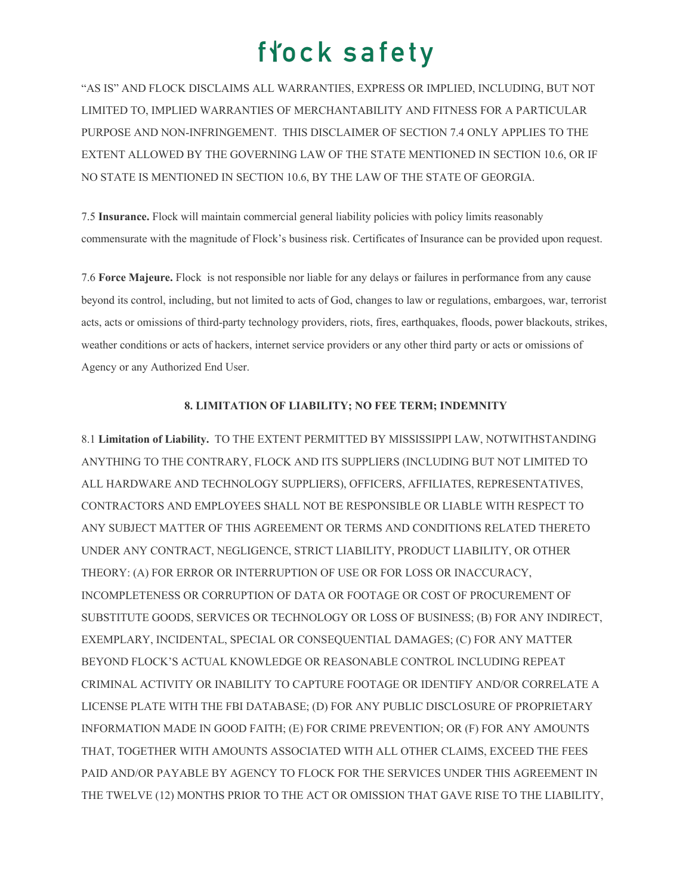"AS IS" AND FLOCK DISCLAIMS ALL WARRANTIES, EXPRESS OR IMPLIED, INCLUDING, BUT NOT LIMITED TO, IMPLIED WARRANTIES OF MERCHANTABILITY AND FITNESS FOR A PARTICULAR PURPOSE AND NON-INFRINGEMENT. THIS DISCLAIMER OF SECTION 7.4 ONLY APPLIES TO THE EXTENT ALLOWED BY THE GOVERNING LAW OF THE STATE MENTIONED IN SECTION 10.6, OR IF NO STATE IS MENTIONED IN SECTION 10.6, BY THE LAW OF THE STATE OF GEORGIA.

7.5 **Insurance.** Flock will maintain commercial general liability policies with policy limits reasonably commensurate with the magnitude of Flock's business risk. Certificates of Insurance can be provided upon request.

7.6 **Force Majeure.** Flock is not responsible nor liable for any delays or failures in performance from any cause beyond its control, including, but not limited to acts of God, changes to law or regulations, embargoes, war, terrorist acts, acts or omissions of third-party technology providers, riots, fires, earthquakes, floods, power blackouts, strikes, weather conditions or acts of hackers, internet service providers or any other third party or acts or omissions of Agency or any Authorized End User.

### 8. LIMITATION OF LIABILITY; NO FEE TERM; INDEMNITY

8.1 **Limitation of Liability.** TO THE EXTENT PERMITTED BY MISSISSIPPI LAW, NOTWITHSTANDING ANYTHING TO THE CONTRARY, FLOCK AND ITS SUPPLIERS (INCLUDING BUT NOT LIMITED TO ALL HARDWARE AND TECHNOLOGY SUPPLIERS), OFFICERS, AFFILIATES, REPRESENTATIVES, CONTRACTORS AND EMPLOYEES SHALL NOT BE RESPONSIBLE OR LIABLE WITH RESPECT TO ANY SUBJECT MATTER OF THIS AGREEMENT OR TERMS AND CONDITIONS RELATED THERETO UNDER ANY CONTRACT, NEGLIGENCE, STRICT LIABILITY, PRODUCT LIABILITY, OR OTHER THEORY: (A) FOR ERROR OR INTERRUPTION OF USE OR FOR LOSS OR INACCURACY, INCOMPLETENESS OR CORRUPTION OF DATA OR FOOTAGE OR COST OF PROCUREMENT OF SUBSTITUTE GOODS, SERVICES OR TECHNOLOGY OR LOSS OF BUSINESS; (B) FOR ANY INDIRECT, EXEMPLARY, INCIDENTAL, SPECIAL OR CONSEQUENTIAL DAMAGES; (C) FOR ANY MATTER BEYOND FLOCK'S ACTUAL KNOWLEDGE OR REASONABLE CONTROL INCLUDING REPEAT CRIMINAL ACTIVITY OR INABILITY TO CAPTURE FOOTAGE OR IDENTIFY AND/OR CORRELATE A LICENSE PLATE WITH THE FBI DATABASE; (D) FOR ANY PUBLIC DISCLOSURE OF PROPRIETARY INFORMATION MADE IN GOOD FAITH; (E) FOR CRIME PREVENTION; OR (F) FOR ANY AMOUNTS THAT, TOGETHER WITH AMOUNTS ASSOCIATED WITH ALL OTHER CLAIMS, EXCEED THE FEES PAID AND/OR PAYABLE BY AGENCY TO FLOCK FOR THE SERVICES UNDER THIS AGREEMENT IN THE TWELVE (12) MONTHS PRIOR TO THE ACT OR OMISSION THAT GAVE RISE TO THE LIABILITY,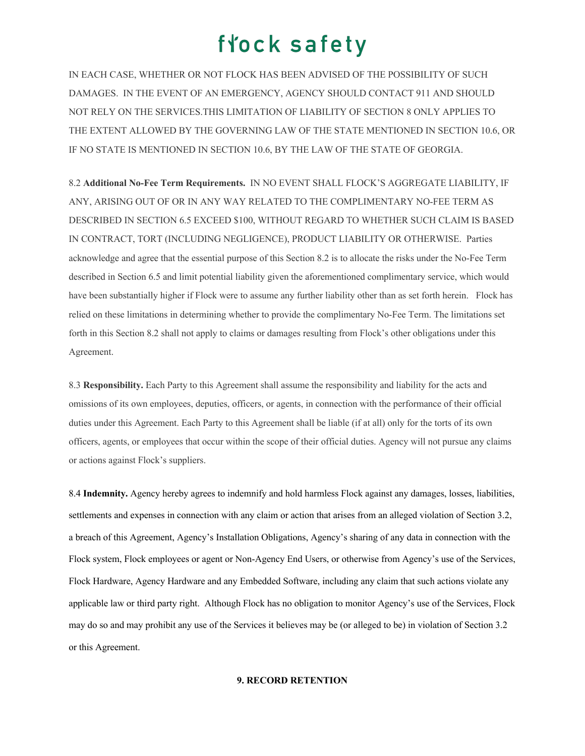IN EACH CASE, WHETHER OR NOT FLOCK HAS BEEN ADVISED OF THE POSSIBILITY OF SUCH DAMAGES. IN THE EVENT OF AN EMERGENCY, AGENCY SHOULD CONTACT 911 AND SHOULD NOT RELY ON THE SERVICES.THIS LIMITATION OF LIABILITY OF SECTION 8 ONLY APPLIES TO THE EXTENT ALLOWED BY THE GOVERNING LAW OF THE STATE MENTIONED IN SECTION 10.6, OR IF NO STATE IS MENTIONED IN SECTION 10.6, BY THE LAW OF THE STATE OF GEORGIA.

8.2 **Additional No-Fee Term Requirements.** IN NO EVENT SHALL FLOCK'S AGGREGATE LIABILITY, IF ANY, ARISING OUT OF OR IN ANY WAY RELATED TO THE COMPLIMENTARY NO-FEE TERM AS DESCRIBED IN SECTION 6.5 EXCEED $100, WITHOUT REGARD TO WHETHER SUCH CLAIM IS BASED IN CONTRACT, TORT (INCLUDING NEGLIGENCE), PRODUCT LIABILITY OR OTHERWISE. Parties acknowledge and agree that the essential purpose of this Section 8.2 is to allocate the risks under the No-Fee Term described in Section 6.5 and limit potential liability given the aforementioned complimentary service, which would have been substantially higher if Flock were to assume any further liability other than as set forth herein. Flock has relied on these limitations in determining whether to provide the complimentary No-Fee Term. The limitations set forth in this Section 8.2 shall not apply to claims or damages resulting from Flock's other obligations under this Agreement.

8.3 **Responsibility.** Each Party to this Agreement shall assume the responsibility and liability for the acts and omissions of its own employees, deputies, officers, or agents, in connection with the performance of their official duties under this Agreement. Each Party to this Agreement shall be liable (if at all) only for the torts of its own officers, agents, or employees that occur within the scope of their official duties. Agency will not pursue any claims or actions against Flock's suppliers.

8.4 **Indemnity.** Agency hereby agrees to indemnify and hold harmless Flock against any damages, losses, liabilities, settlements and expenses in connection with any claim or action that arises from an alleged violation of Section 3.2, a breach of this Agreement, Agency's Installation Obligations, Agency's sharing of any data in connection with the Flock system, Flock employees or agent or Non-Agency End Users, or otherwise from Agency's use of the Services, Flock Hardware, Agency Hardware and any Embedded Software, including any claim that such actions violate any applicable law or third party right. Although Flock has no obligation to monitor Agency's use of the Services, Flock may do so and may prohibit any use of the Services it believes may be (or alleged to be) in violation of Section 3.2 or this Agreement.

## 9. RECORD RETENTION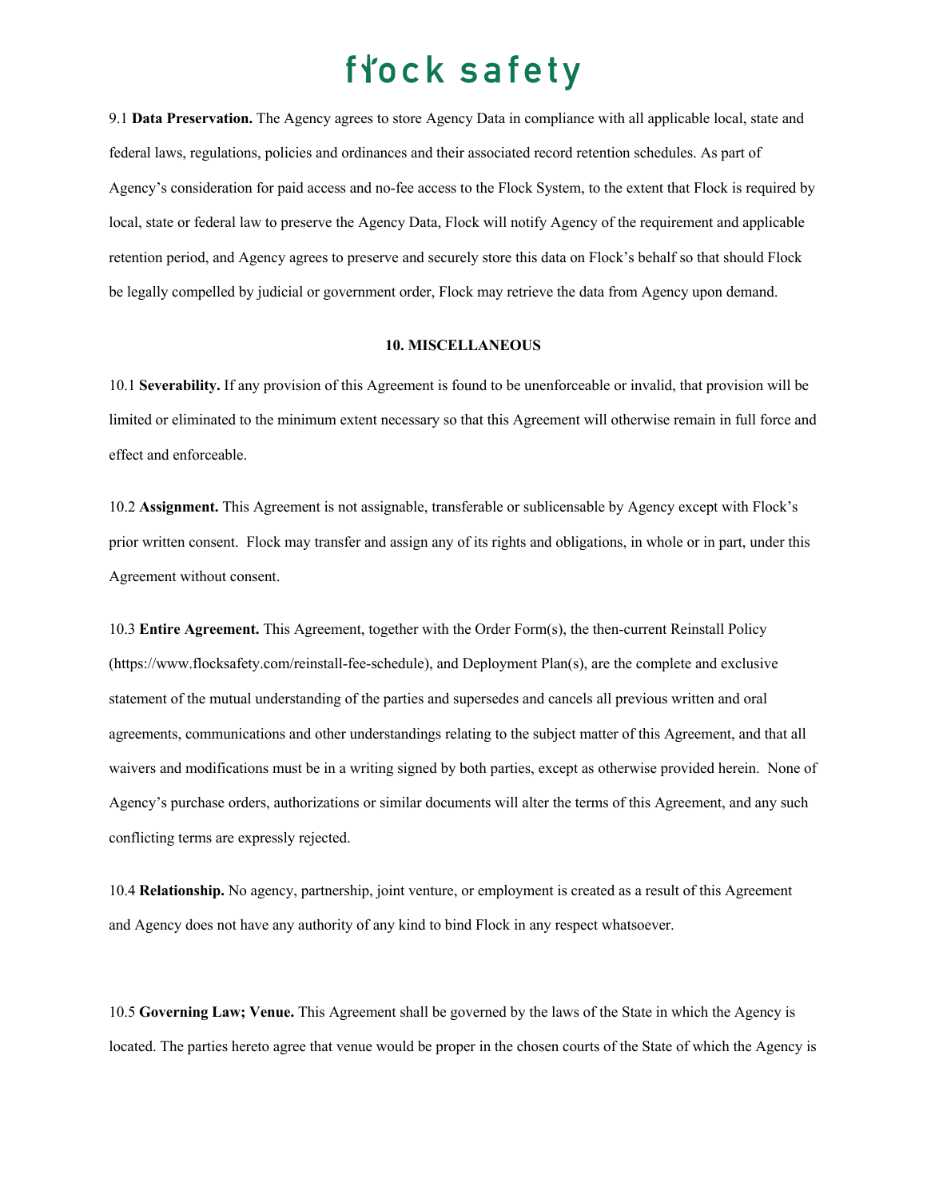9.1 **Data Preservation.** The Agency agrees to store Agency Data in compliance with all applicable local, state and federal laws, regulations, policies and ordinances and their associated record retention schedules. As part of Agency's consideration for paid access and no-fee access to the Flock System, to the extent that Flock is required by local, state or federal law to preserve the Agency Data, Flock will notify Agency of the requirement and applicable retention period, and Agency agrees to preserve and securely store this data on Flock's behalf so that should Flock be legally compelled by judicial or government order, Flock may retrieve the data from Agency upon demand.

## 10. MISCELLANEOUS

10.1 **Severability.** If any provision of this Agreement is found to be unenforceable or invalid, that provision will be limited or eliminated to the minimum extent necessary so that this Agreement will otherwise remain in full force and effect and enforceable.

10.2 **Assignment.** This Agreement is not assignable, transferable or sublicensable by Agency except with Flock's prior written consent. Flock may transfer and assign any of its rights and obligations, in whole or in part, under this Agreement without consent.

10.3 **Entire Agreement.** This Agreement, together with the Order Form(s), the then-current Reinstall Policy (https://www.flocksafety.com/reinstall-fee-schedule), and Deployment Plan(s), are the complete and exclusive statement of the mutual understanding of the parties and supersedes and cancels all previous written and oral agreements, communications and other understandings relating to the subject matter of this Agreement, and that all waivers and modifications must be in a writing signed by both parties, except as otherwise provided herein. None of Agency's purchase orders, authorizations or similar documents will alter the terms of this Agreement, and any such conflicting terms are expressly rejected.

10.4 **Relationship.** No agency, partnership, joint venture, or employment is created as a result of this Agreement and Agency does not have any authority of any kind to bind Flock in any respect whatsoever.

10.5 **Governing Law; Venue.** This Agreement shall be governed by the laws of the State in which the Agency is located. The parties hereto agree that venue would be proper in the chosen courts of the State of which the Agency is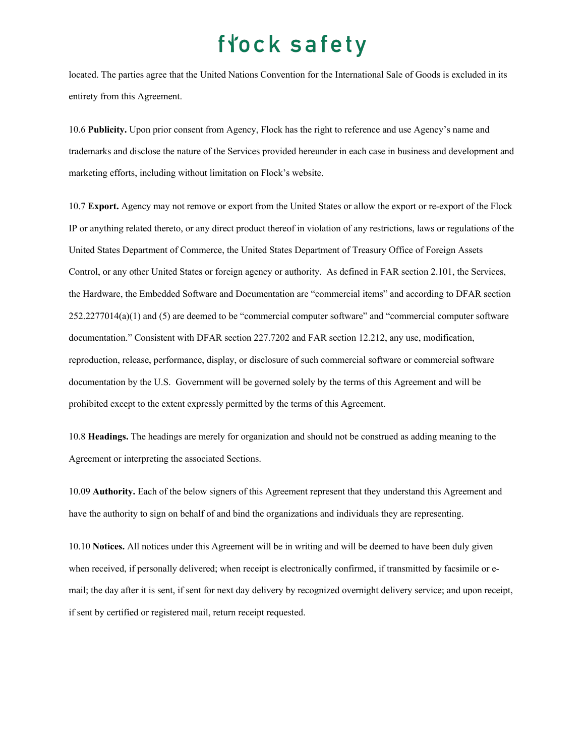located. The parties agree that the United Nations Convention for the International Sale of Goods is excluded in its entirety from this Agreement.

10.6 **Publicity.** Upon prior consent from Agency, Flock has the right to reference and use Agency's name and trademarks and disclose the nature of the Services provided hereunder in each case in business and development and marketing efforts, including without limitation on Flock's website.

10.7 **Export.** Agency may not remove or export from the United States or allow the export or re-export of the Flock IP or anything related thereto, or any direct product thereof in violation of any restrictions, laws or regulations of the United States Department of Commerce, the United States Department of Treasury Office of Foreign Assets Control, or any other United States or foreign agency or authority. As defined in FAR section 2.101, the Services, the Hardware, the Embedded Software and Documentation are "commercial items" and according to DFAR section 252.2277014(a)(1) and (5) are deemed to be "commercial computer software" and "commercial computer software documentation." Consistent with DFAR section 227.7202 and FAR section 12.212, any use, modification, reproduction, release, performance, display, or disclosure of such commercial software or commercial software documentation by the U.S. Government will be governed solely by the terms of this Agreement and will be prohibited except to the extent expressly permitted by the terms of this Agreement.

10.8 **Headings.** The headings are merely for organization and should not be construed as adding meaning to the Agreement or interpreting the associated Sections.

10.09 **Authority.** Each of the below signers of this Agreement represent that they understand this Agreement and have the authority to sign on behalf of and bind the organizations and individuals they are representing.

10.10 **Notices.** All notices under this Agreement will be in writing and will be deemed to have been duly given when received, if personally delivered; when receipt is electronically confirmed, if transmitted by facsimile or e-mail; the day after it is sent, if sent for next day delivery by recognized overnight delivery service; and upon receipt, if sent by certified or registered mail, return receipt requested.